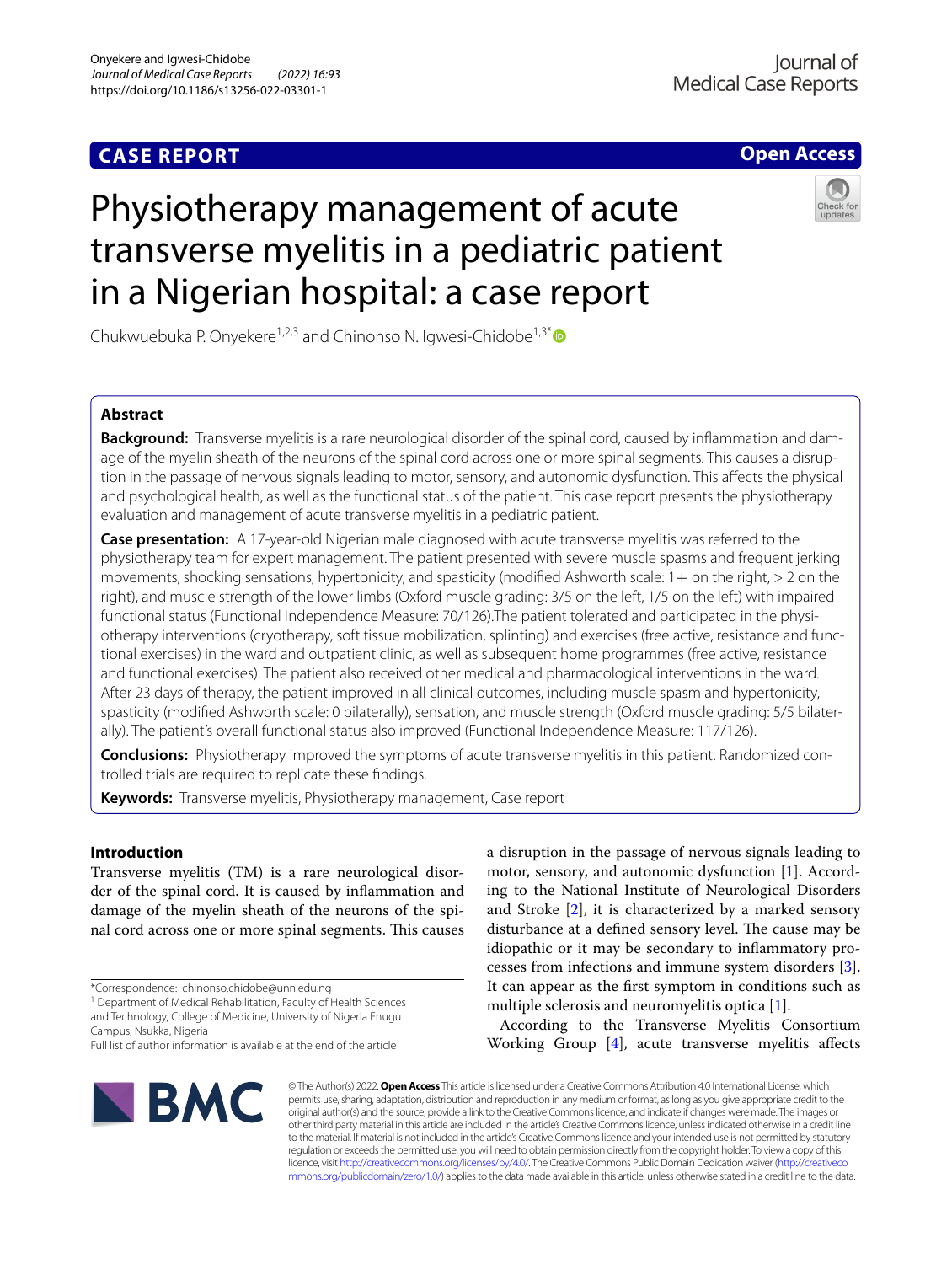**CASE REPORT** **Open Access**

# Physiotherapy management of acute transverse myelitis in a pediatric patient in a Nigerian hospital: a case report

Chukwuebuka P. Onyekere[1,2,3] and Chinonso N. Igwesi-Chidobe[1,3*]

## Abstract

**Background:** Transverse myelitis is a rare neurological disorder of the spinal cord, caused by inflammation and damage of the myelin sheath of the neurons of the spinal cord across one or more spinal segments. This causes a disruption in the passage of nervous signals leading to motor, sensory, and autonomic dysfunction. This affects the physical and psychological health, as well as the functional status of the patient. This case report presents the physiotherapy evaluation and management of acute transverse myelitis in a pediatric patient.

**Case presentation:** A 17-year-old Nigerian male diagnosed with acute transverse myelitis was referred to the physiotherapy team for expert management. The patient presented with severe muscle spasms and frequent jerking movements, shocking sensations, hypertonicity, and spasticity (modified Ashworth scale: 1+ on the right, > 2 on the right), and muscle strength of the lower limbs (Oxford muscle grading: 3/5 on the left, 1/5 on the left) with impaired functional status (Functional Independence Measure: 70/126).The patient tolerated and participated in the physiotherapy interventions (cryotherapy, soft tissue mobilization, splinting) and exercises (free active, resistance and functional exercises) in the ward and outpatient clinic, as well as subsequent home programmes (free active, resistance and functional exercises). The patient also received other medical and pharmacological interventions in the ward. After 23 days of therapy, the patient improved in all clinical outcomes, including muscle spasm and hypertonicity, spasticity (modified Ashworth scale: 0 bilaterally), sensation, and muscle strength (Oxford muscle grading: 5/5 bilaterally). The patient's overall functional status also improved (Functional Independence Measure: 117/126).

**Conclusions:** Physiotherapy improved the symptoms of acute transverse myelitis in this patient. Randomized controlled trials are required to replicate these findings.

**Keywords:** Transverse myelitis, Physiotherapy management, Case report

## Introduction

Transverse myelitis (TM) is a rare neurological disorder of the spinal cord. It is caused by inflammation and damage of the myelin sheath of the neurons of the spinal cord across one or more spinal segments. This causes a disruption in the passage of nervous signals leading to motor, sensory, and autonomic dysfunction [1]. According to the National Institute of Neurological Disorders and Stroke [2], it is characterized by a marked sensory disturbance at a defined sensory level. The cause may be idiopathic or it may be secondary to inflammatory processes from infections and immune system disorders [3]. It can appear as the first symptom in conditions such as multiple sclerosis and neuromyelitis optica [1].

According to the Transverse Myelitis Consortium Working Group [4], acute transverse myelitis affects

*Correspondence: chinonso.chidobe@unn.edu.ng

[1] Department of Medical Rehabilitation, Faculty of Health Sciences and Technology, College of Medicine, University of Nigeria Enugu Campus, Nsukka, Nigeria

Full list of author information is available at the end of the article

© The Author(s) 2022. **Open Access** This article is licensed under a Creative Commons Attribution 4.0 International License, which permits use, sharing, adaptation, distribution and reproduction in any medium or format, as long as you give appropriate credit to the original author(s) and the source, provide a link to the Creative Commons licence, and indicate if changes were made. The images or other third party material in this article are included in the article's Creative Commons licence, unless indicated otherwise in a credit line to the material. If material is not included in the article's Creative Commons licence and your intended use is not permitted by statutory regulation or exceeds the permitted use, you will need to obtain permission directly from the copyright holder. To view a copy of this licence, visit http://creativecommons.org/licenses/by/4.0/. The Creative Commons Public Domain Dedication waiver (http://creativecommons.org/publicdomain/zero/1.0/) applies to the data made available in this article, unless otherwise stated in a credit line to the data.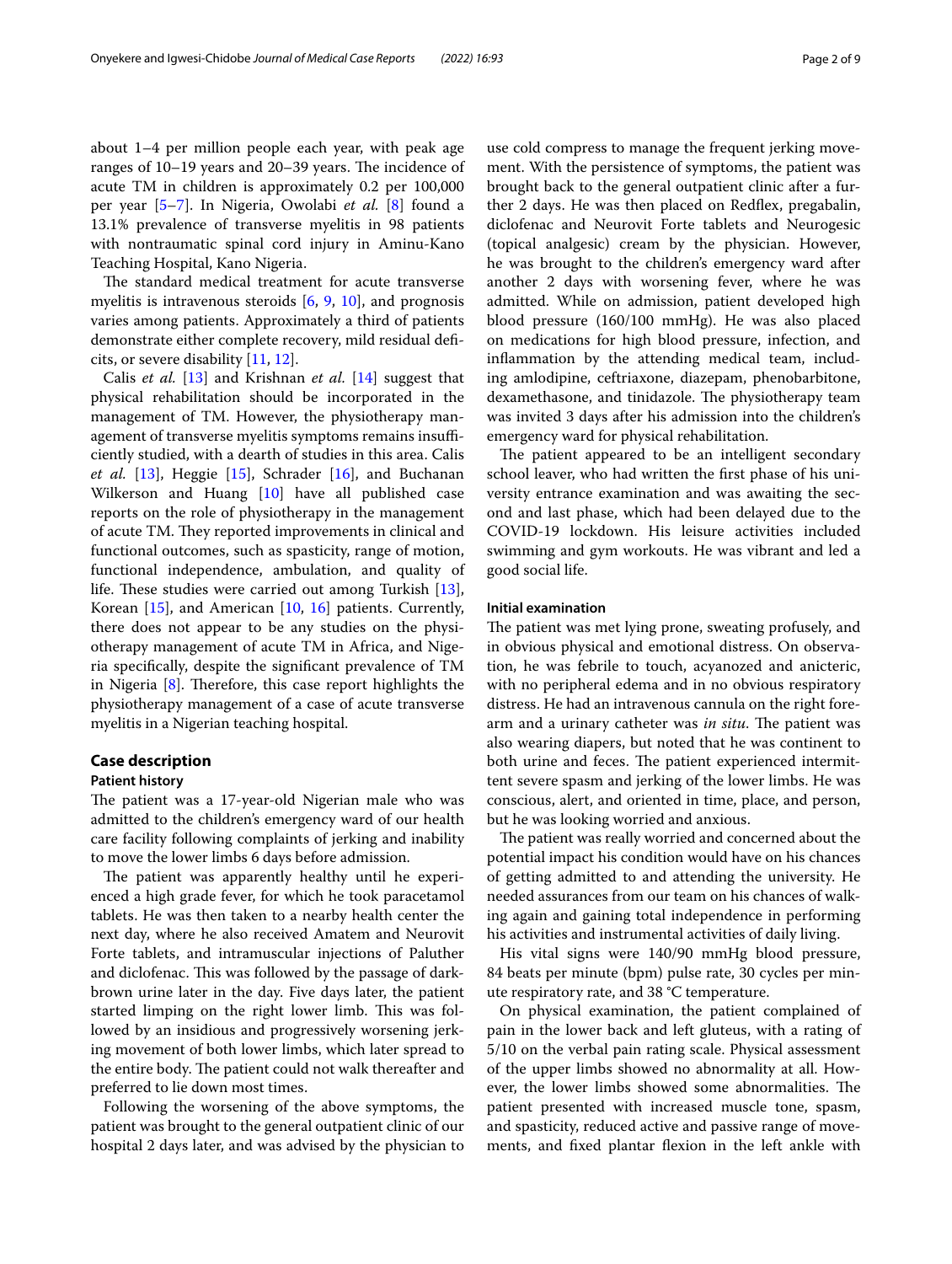about 1–4 per million people each year, with peak age ranges of 10–19 years and 20–39 years. The incidence of acute TM in children is approximately 0.2 per 100,000 per year [5–7]. In Nigeria, Owolabi *et al.* [8] found a 13.1% prevalence of transverse myelitis in 98 patients with nontraumatic spinal cord injury in Aminu-Kano Teaching Hospital, Kano Nigeria.

The standard medical treatment for acute transverse myelitis is intravenous steroids [6, 9, 10], and prognosis varies among patients. Approximately a third of patients demonstrate either complete recovery, mild residual deficits, or severe disability [11, 12].

Calis *et al.* [13] and Krishnan *et al.* [14] suggest that physical rehabilitation should be incorporated in the management of TM. However, the physiotherapy management of transverse myelitis symptoms remains insufficiently studied, with a dearth of studies in this area. Calis *et al.* [13], Heggie [15], Schrader [16], and Buchanan Wilkerson and Huang [10] have all published case reports on the role of physiotherapy in the management of acute TM. They reported improvements in clinical and functional outcomes, such as spasticity, range of motion, functional independence, ambulation, and quality of life. These studies were carried out among Turkish [13], Korean [15], and American [10, 16] patients. Currently, there does not appear to be any studies on the physiotherapy management of acute TM in Africa, and Nigeria specifically, despite the significant prevalence of TM in Nigeria [8]. Therefore, this case report highlights the physiotherapy management of a case of acute transverse myelitis in a Nigerian teaching hospital.

## Case description

### Patient history

The patient was a 17-year-old Nigerian male who was admitted to the children's emergency ward of our health care facility following complaints of jerking and inability to move the lower limbs 6 days before admission.

The patient was apparently healthy until he experienced a high grade fever, for which he took paracetamol tablets. He was then taken to a nearby health center the next day, where he also received Amatem and Neurovit Forte tablets, and intramuscular injections of Paluther and diclofenac. This was followed by the passage of dark-brown urine later in the day. Five days later, the patient started limping on the right lower limb. This was followed by an insidious and progressively worsening jerking movement of both lower limbs, which later spread to the entire body. The patient could not walk thereafter and preferred to lie down most times.

Following the worsening of the above symptoms, the patient was brought to the general outpatient clinic of our hospital 2 days later, and was advised by the physician to use cold compress to manage the frequent jerking movement. With the persistence of symptoms, the patient was brought back to the general outpatient clinic after a further 2 days. He was then placed on Redflex, pregabalin, diclofenac and Neurovit Forte tablets and Neurogesic (topical analgesic) cream by the physician. However, he was brought to the children's emergency ward after another 2 days with worsening fever, where he was admitted. While on admission, patient developed high blood pressure (160/100 mmHg). He was also placed on medications for high blood pressure, infection, and inflammation by the attending medical team, including amlodipine, ceftriaxone, diazepam, phenobarbitone, dexamethasone, and tinidazole. The physiotherapy team was invited 3 days after his admission into the children's emergency ward for physical rehabilitation.

The patient appeared to be an intelligent secondary school leaver, who had written the first phase of his university entrance examination and was awaiting the second and last phase, which had been delayed due to the COVID-19 lockdown. His leisure activities included swimming and gym workouts. He was vibrant and led a good social life.

### Initial examination

The patient was met lying prone, sweating profusely, and in obvious physical and emotional distress. On observation, he was febrile to touch, acyanozed and anicteric, with no peripheral edema and in no obvious respiratory distress. He had an intravenous cannula on the right forearm and a urinary catheter was *in situ*. The patient was also wearing diapers, but noted that he was continent to both urine and feces. The patient experienced intermittent severe spasm and jerking of the lower limbs. He was conscious, alert, and oriented in time, place, and person, but he was looking worried and anxious.

The patient was really worried and concerned about the potential impact his condition would have on his chances of getting admitted to and attending the university. He needed assurances from our team on his chances of walking again and gaining total independence in performing his activities and instrumental activities of daily living.

His vital signs were 140/90 mmHg blood pressure, 84 beats per minute (bpm) pulse rate, 30 cycles per minute respiratory rate, and 38 °C temperature.

On physical examination, the patient complained of pain in the lower back and left gluteus, with a rating of 5/10 on the verbal pain rating scale. Physical assessment of the upper limbs showed no abnormality at all. However, the lower limbs showed some abnormalities. The patient presented with increased muscle tone, spasm, and spasticity, reduced active and passive range of movements, and fixed plantar flexion in the left ankle with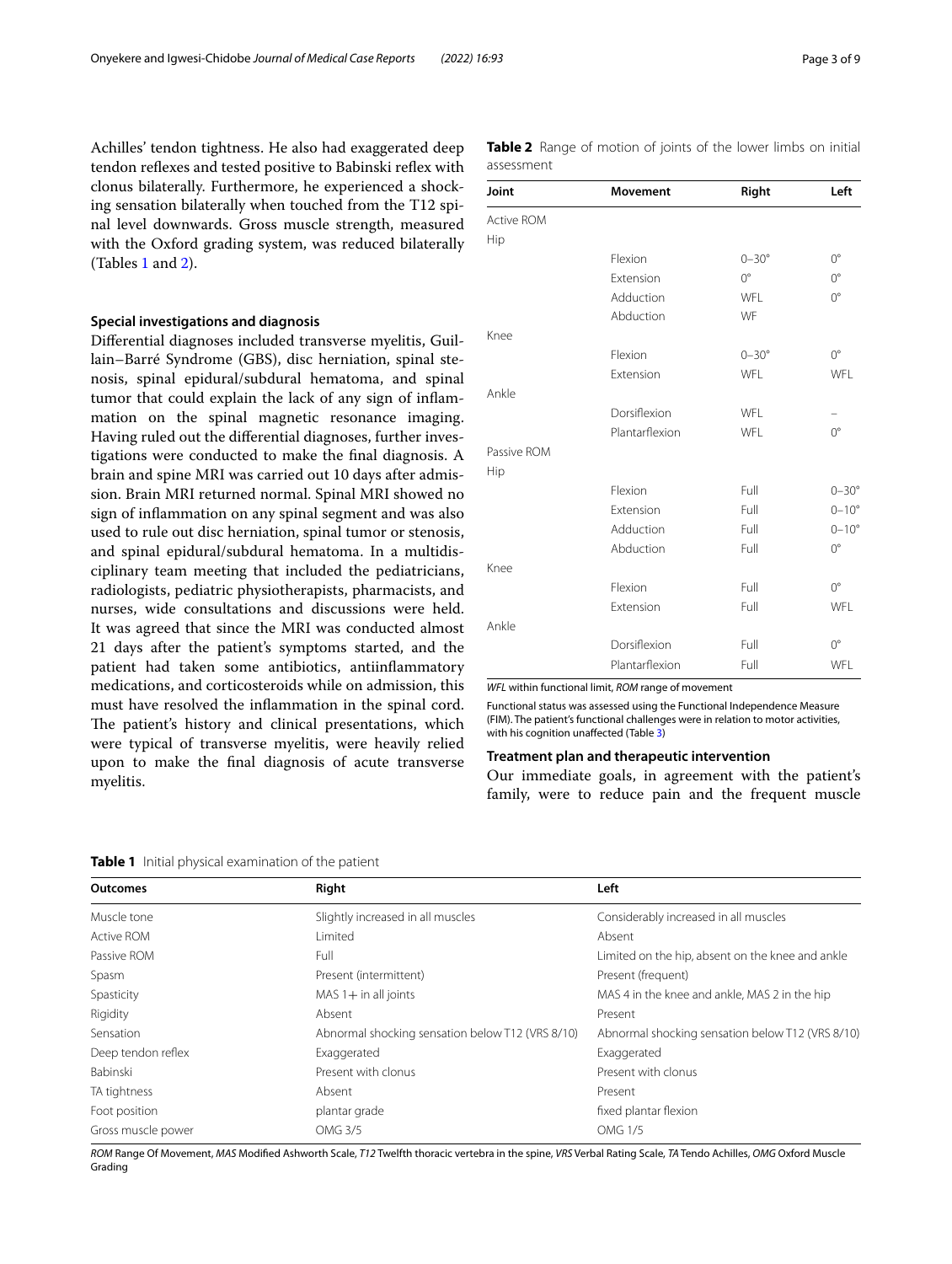Achilles' tendon tightness. He also had exaggerated deep tendon reflexes and tested positive to Babinski reflex with clonus bilaterally. Furthermore, he experienced a shocking sensation bilaterally when touched from the T12 spinal level downwards. Gross muscle strength, measured with the Oxford grading system, was reduced bilaterally (Tables 1 and 2).

### Special investigations and diagnosis

Differential diagnoses included transverse myelitis, Guillain–Barré Syndrome (GBS), disc herniation, spinal stenosis, spinal epidural/subdural hematoma, and spinal tumor that could explain the lack of any sign of inflammation on the spinal magnetic resonance imaging. Having ruled out the differential diagnoses, further investigations were conducted to make the final diagnosis. A brain and spine MRI was carried out 10 days after admission. Brain MRI returned normal. Spinal MRI showed no sign of inflammation on any spinal segment and was also used to rule out disc herniation, spinal tumor or stenosis, and spinal epidural/subdural hematoma. In a multidisciplinary team meeting that included the pediatricians, radiologists, pediatric physiotherapists, pharmacists, and nurses, wide consultations and discussions were held. It was agreed that since the MRI was conducted almost 21 days after the patient's symptoms started, and the patient had taken some antibiotics, antiinflammatory medications, and corticosteroids while on admission, this must have resolved the inflammation in the spinal cord. The patient's history and clinical presentations, which were typical of transverse myelitis, were heavily relied upon to make the final diagnosis of acute transverse myelitis.

**Table 2** Range of motion of joints of the lower limbs on initial assessment

| Joint | Movement | Right | Left |
|---|---|---|---|
| Active ROM | | | |
| Hip | | | |
| | Flexion | 0–30° | 0° |
| | Extension | 0° | 0° |
| | Adduction | WFL | 0° |
| | Abduction | WF | |
| Knee | | | |
| | Flexion | 0–30° | 0° |
| | Extension | WFL | WFL |
| Ankle | | | |
| | Dorsiflexion | WFL | – |
| | Plantarflexion | WFL | 0° |
| Passive ROM | | | |
| Hip | | | |
| | Flexion | Full | 0–30° |
| | Extension | Full | 0–10° |
| | Adduction | Full | 0–10° |
| | Abduction | Full | 0° |
| Knee | | | |
| | Flexion | Full | 0° |
| | Extension | Full | WFL |
| Ankle | | | |
| | Dorsiflexion | Full | 0° |
| | Plantarflexion | Full | WFL |

*WFL* within functional limit, *ROM* range of movement

Functional status was assessed using the Functional Independence Measure (FIM). The patient's functional challenges were in relation to motor activities, with his cognition unaffected (Table 3)

### Treatment plan and therapeutic intervention

Our immediate goals, in agreement with the patient's family, were to reduce pain and the frequent muscle

**Table 1** Initial physical examination of the patient

| Outcomes | Right | Left |
|---|---|---|
| Muscle tone | Slightly increased in all muscles | Considerably increased in all muscles |
| Active ROM | Limited | Absent |
| Passive ROM | Full | Limited on the hip, absent on the knee and ankle |
| Spasm | Present (intermittent) | Present (frequent) |
| Spasticity | MAS 1+ in all joints | MAS 4 in the knee and ankle, MAS 2 in the hip |
| Rigidity | Absent | Present |
| Sensation | Abnormal shocking sensation below T12 (VRS 8/10) | Abnormal shocking sensation below T12 (VRS 8/10) |
| Deep tendon reflex | Exaggerated | Exaggerated |
| Babinski | Present with clonus | Present with clonus |
| TA tightness | Absent | Present |
| Foot position | plantar grade | fixed plantar flexion |
| Gross muscle power | OMG 3/5 | OMG 1/5 |

*ROM* Range Of Movement, *MAS* Modified Ashworth Scale, *T12* Twelfth thoracic vertebra in the spine, *VRS* Verbal Rating Scale, *TA* Tendo Achilles, *OMG* Oxford Muscle Grading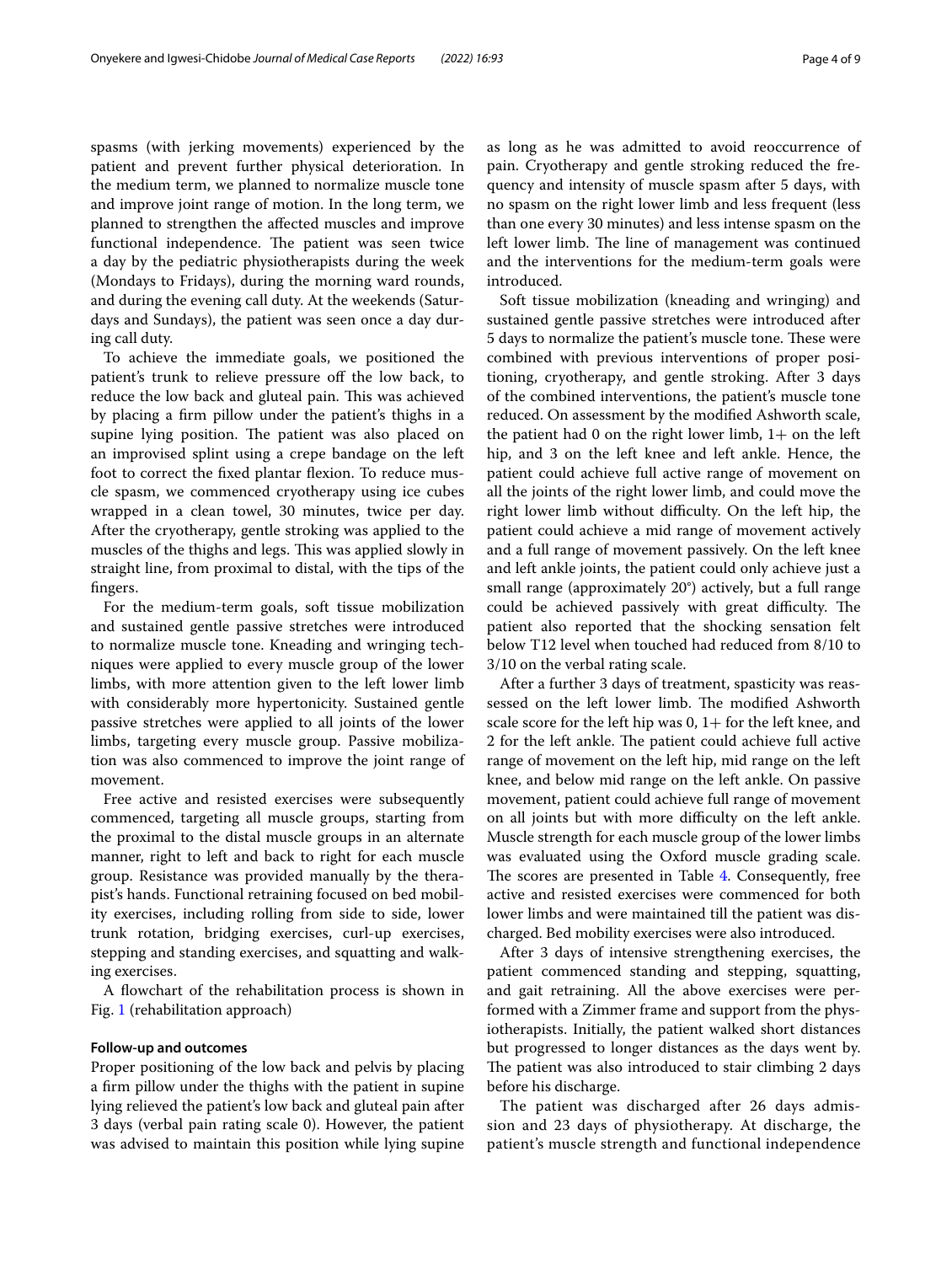spasms (with jerking movements) experienced by the patient and prevent further physical deterioration. In the medium term, we planned to normalize muscle tone and improve joint range of motion. In the long term, we planned to strengthen the affected muscles and improve functional independence. The patient was seen twice a day by the pediatric physiotherapists during the week (Mondays to Fridays), during the morning ward rounds, and during the evening call duty. At the weekends (Saturdays and Sundays), the patient was seen once a day during call duty.

To achieve the immediate goals, we positioned the patient's trunk to relieve pressure off the low back, to reduce the low back and gluteal pain. This was achieved by placing a firm pillow under the patient's thighs in a supine lying position. The patient was also placed on an improvised splint using a crepe bandage on the left foot to correct the fixed plantar flexion. To reduce muscle spasm, we commenced cryotherapy using ice cubes wrapped in a clean towel, 30 minutes, twice per day. After the cryotherapy, gentle stroking was applied to the muscles of the thighs and legs. This was applied slowly in straight line, from proximal to distal, with the tips of the fingers.

For the medium-term goals, soft tissue mobilization and sustained gentle passive stretches were introduced to normalize muscle tone. Kneading and wringing techniques were applied to every muscle group of the lower limbs, with more attention given to the left lower limb with considerably more hypertonicity. Sustained gentle passive stretches were applied to all joints of the lower limbs, targeting every muscle group. Passive mobilization was also commenced to improve the joint range of movement.

Free active and resisted exercises were subsequently commenced, targeting all muscle groups, starting from the proximal to the distal muscle groups in an alternate manner, right to left and back to right for each muscle group. Resistance was provided manually by the therapist's hands. Functional retraining focused on bed mobility exercises, including rolling from side to side, lower trunk rotation, bridging exercises, curl-up exercises, stepping and standing exercises, and squatting and walking exercises.

A flowchart of the rehabilitation process is shown in Fig. 1 (rehabilitation approach)

#### Follow-up and outcomes

Proper positioning of the low back and pelvis by placing a firm pillow under the thighs with the patient in supine lying relieved the patient's low back and gluteal pain after 3 days (verbal pain rating scale 0). However, the patient was advised to maintain this position while lying supine as long as he was admitted to avoid reoccurrence of pain. Cryotherapy and gentle stroking reduced the frequency and intensity of muscle spasm after 5 days, with no spasm on the right lower limb and less frequent (less than one every 30 minutes) and less intense spasm on the left lower limb. The line of management was continued and the interventions for the medium-term goals were introduced.

Soft tissue mobilization (kneading and wringing) and sustained gentle passive stretches were introduced after 5 days to normalize the patient's muscle tone. These were combined with previous interventions of proper positioning, cryotherapy, and gentle stroking. After 3 days of the combined interventions, the patient's muscle tone reduced. On assessment by the modified Ashworth scale, the patient had 0 on the right lower limb, 1+ on the left hip, and 3 on the left knee and left ankle. Hence, the patient could achieve full active range of movement on all the joints of the right lower limb, and could move the right lower limb without difficulty. On the left hip, the patient could achieve a mid range of movement actively and a full range of movement passively. On the left knee and left ankle joints, the patient could only achieve just a small range (approximately 20°) actively, but a full range could be achieved passively with great difficulty. The patient also reported that the shocking sensation felt below T12 level when touched had reduced from 8/10 to 3/10 on the verbal rating scale.

After a further 3 days of treatment, spasticity was reassessed on the left lower limb. The modified Ashworth scale score for the left hip was 0, 1+ for the left knee, and 2 for the left ankle. The patient could achieve full active range of movement on the left hip, mid range on the left knee, and below mid range on the left ankle. On passive movement, patient could achieve full range of movement on all joints but with more difficulty on the left ankle. Muscle strength for each muscle group of the lower limbs was evaluated using the Oxford muscle grading scale. The scores are presented in Table 4. Consequently, free active and resisted exercises were commenced for both lower limbs and were maintained till the patient was discharged. Bed mobility exercises were also introduced.

After 3 days of intensive strengthening exercises, the patient commenced standing and stepping, squatting, and gait retraining. All the above exercises were performed with a Zimmer frame and support from the physiotherapists. Initially, the patient walked short distances but progressed to longer distances as the days went by. The patient was also introduced to stair climbing 2 days before his discharge.

The patient was discharged after 26 days admission and 23 days of physiotherapy. At discharge, the patient's muscle strength and functional independence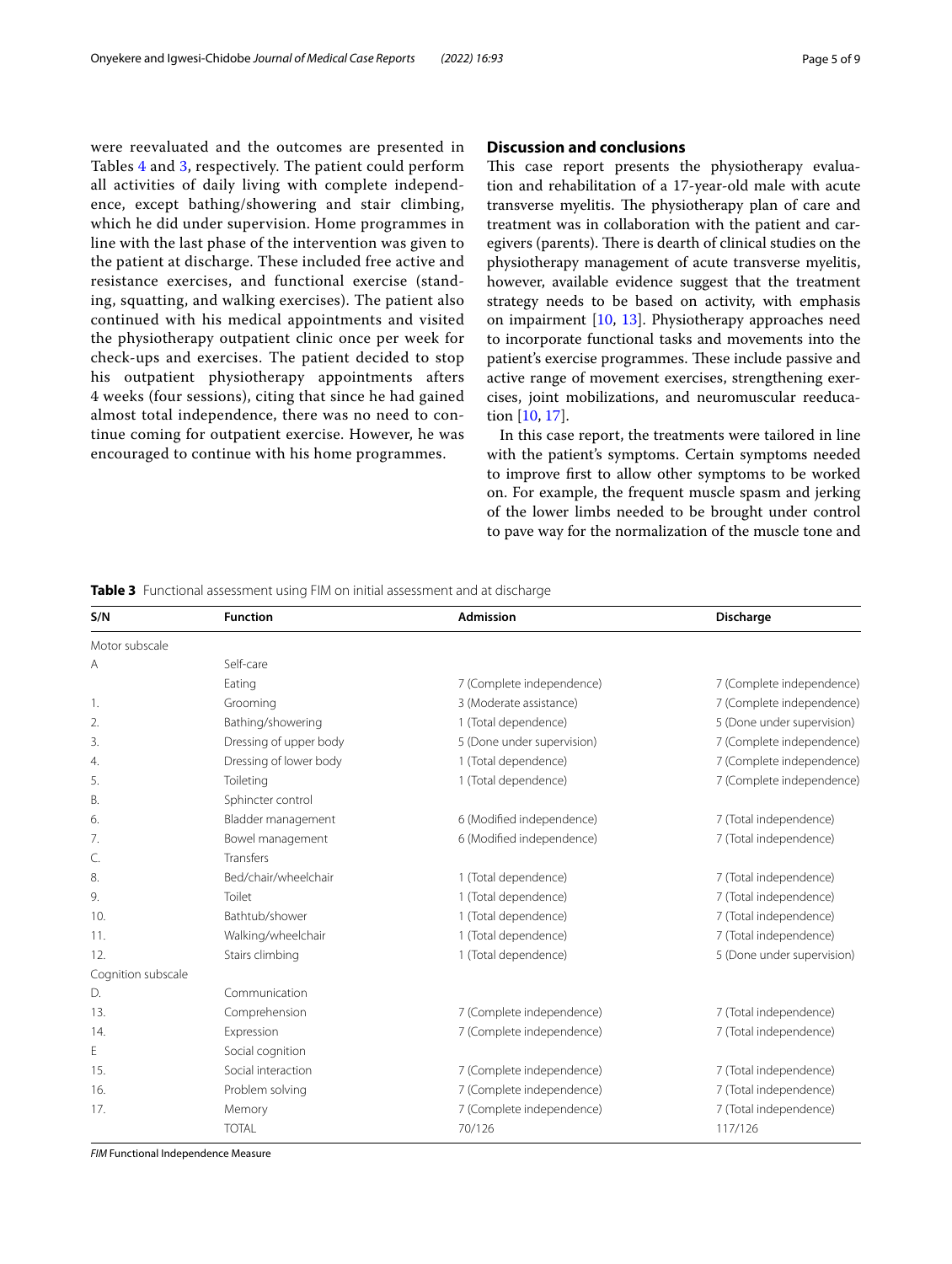were reevaluated and the outcomes are presented in Tables 4 and 3, respectively. The patient could perform all activities of daily living with complete independence, except bathing/showering and stair climbing, which he did under supervision. Home programmes in line with the last phase of the intervention was given to the patient at discharge. These included free active and resistance exercises, and functional exercise (standing, squatting, and walking exercises). The patient also continued with his medical appointments and visited the physiotherapy outpatient clinic once per week for check-ups and exercises. The patient decided to stop his outpatient physiotherapy appointments afters 4 weeks (four sessions), citing that since he had gained almost total independence, there was no need to continue coming for outpatient exercise. However, he was encouraged to continue with his home programmes.

## Discussion and conclusions

This case report presents the physiotherapy evaluation and rehabilitation of a 17-year-old male with acute transverse myelitis. The physiotherapy plan of care and treatment was in collaboration with the patient and caregivers (parents). There is dearth of clinical studies on the physiotherapy management of acute transverse myelitis, however, available evidence suggest that the treatment strategy needs to be based on activity, with emphasis on impairment [10, 13]. Physiotherapy approaches need to incorporate functional tasks and movements into the patient's exercise programmes. These include passive and active range of movement exercises, strengthening exercises, joint mobilizations, and neuromuscular reeducation [10, 17].

In this case report, the treatments were tailored in line with the patient's symptoms. Certain symptoms needed to improve first to allow other symptoms to be worked on. For example, the frequent muscle spasm and jerking of the lower limbs needed to be brought under control to pave way for the normalization of the muscle tone and

**Table 3** Functional assessment using FIM on initial assessment and at discharge

| S/N | Function | Admission | Discharge |
|---|---|---|---|
| Motor subscale | | | |
| A | Self-care | | |
| | Eating | 7 (Complete independence) | 7 (Complete independence) |
| 1. | Grooming | 3 (Moderate assistance) | 7 (Complete independence) |
| 2. | Bathing/showering | 1 (Total dependence) | 5 (Done under supervision) |
| 3. | Dressing of upper body | 5 (Done under supervision) | 7 (Complete independence) |
| 4. | Dressing of lower body | 1 (Total dependence) | 7 (Complete independence) |
| 5. | Toileting | 1 (Total dependence) | 7 (Complete independence) |
| B. | Sphincter control | | |
| 6. | Bladder management | 6 (Modified independence) | 7 (Total independence) |
| 7. | Bowel management | 6 (Modified independence) | 7 (Total independence) |
| C. | Transfers | | |
| 8. | Bed/chair/wheelchair | 1 (Total dependence) | 7 (Total independence) |
| 9. | Toilet | 1 (Total dependence) | 7 (Total independence) |
| 10. | Bathtub/shower | 1 (Total dependence) | 7 (Total independence) |
| 11. | Walking/wheelchair | 1 (Total dependence) | 7 (Total independence) |
| 12. | Stairs climbing | 1 (Total dependence) | 5 (Done under supervision) |
| Cognition subscale | | | |
| D. | Communication | | |
| 13. | Comprehension | 7 (Complete independence) | 7 (Total independence) |
| 14. | Expression | 7 (Complete independence) | 7 (Total independence) |
| E | Social cognition | | |
| 15. | Social interaction | 7 (Complete independence) | 7 (Total independence) |
| 16. | Problem solving | 7 (Complete independence) | 7 (Total independence) |
| 17. | Memory | 7 (Complete independence) | 7 (Total independence) |
| | TOTAL | 70/126 | 117/126 |

*FIM* Functional Independence Measure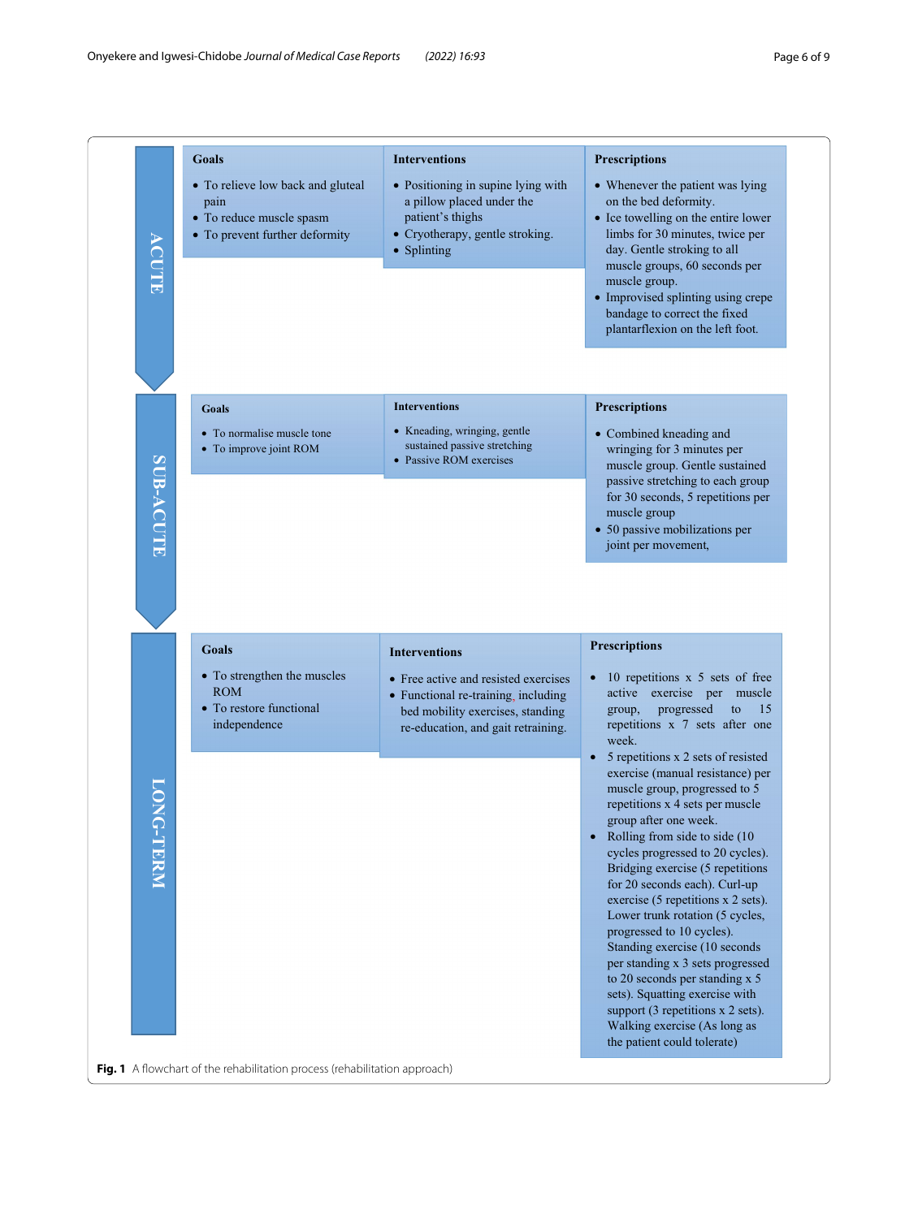| Phase | Goals | Interventions | Prescriptions |
| --- | --- | --- | --- |
| ACUTE | • To relieve low back and gluteal pain<br>• To reduce muscle spasm<br>• To prevent further deformity | • Positioning in supine lying with a pillow placed under the patient's thighs<br>• Cryotherapy, gentle stroking.<br>• Splinting | • Whenever the patient was lying on the bed deformity.<br>• Ice towelling on the entire lower limbs for 30 minutes, twice per day. Gentle stroking to all muscle groups, 60 seconds per muscle group.<br>• Improvised splinting using crepe bandage to correct the fixed plantarflexion on the left foot. |
| SUB-ACUTE | • To normalise muscle tone<br>• To improve joint ROM | • Kneading, wringing, gentle sustained passive stretching<br>• Passive ROM exercises | • Combined kneading and wringing for 3 minutes per muscle group. Gentle sustained passive stretching to each group for 30 seconds, 5 repetitions per muscle group<br>• 50 passive mobilizations per joint per movement, |
| LONG-TERM | • To strengthen the muscles ROM<br>• To restore functional independence | • Free active and resisted exercises<br>• Functional re-training, including bed mobility exercises, standing re-education, and gait retraining. | • 10 repetitions x 5 sets of free active exercise per muscle group, progressed to 15 repetitions x 7 sets after one week.<br>• 5 repetitions x 2 sets of resisted exercise (manual resistance) per muscle group, progressed to 5 repetitions x 4 sets per muscle group after one week.<br>• Rolling from side to side (10 cycles progressed to 20 cycles). Bridging exercise (5 repetitions for 20 seconds each). Curl-up exercise (5 repetitions x 2 sets). Lower trunk rotation (5 cycles, progressed to 10 cycles). Standing exercise (10 seconds per standing x 3 sets progressed to 20 seconds per standing x 5 sets). Squatting exercise with support (3 repetitions x 2 sets). Walking exercise (As long as the patient could tolerate) |

**Fig. 1** A flowchart of the rehabilitation process (rehabilitation approach)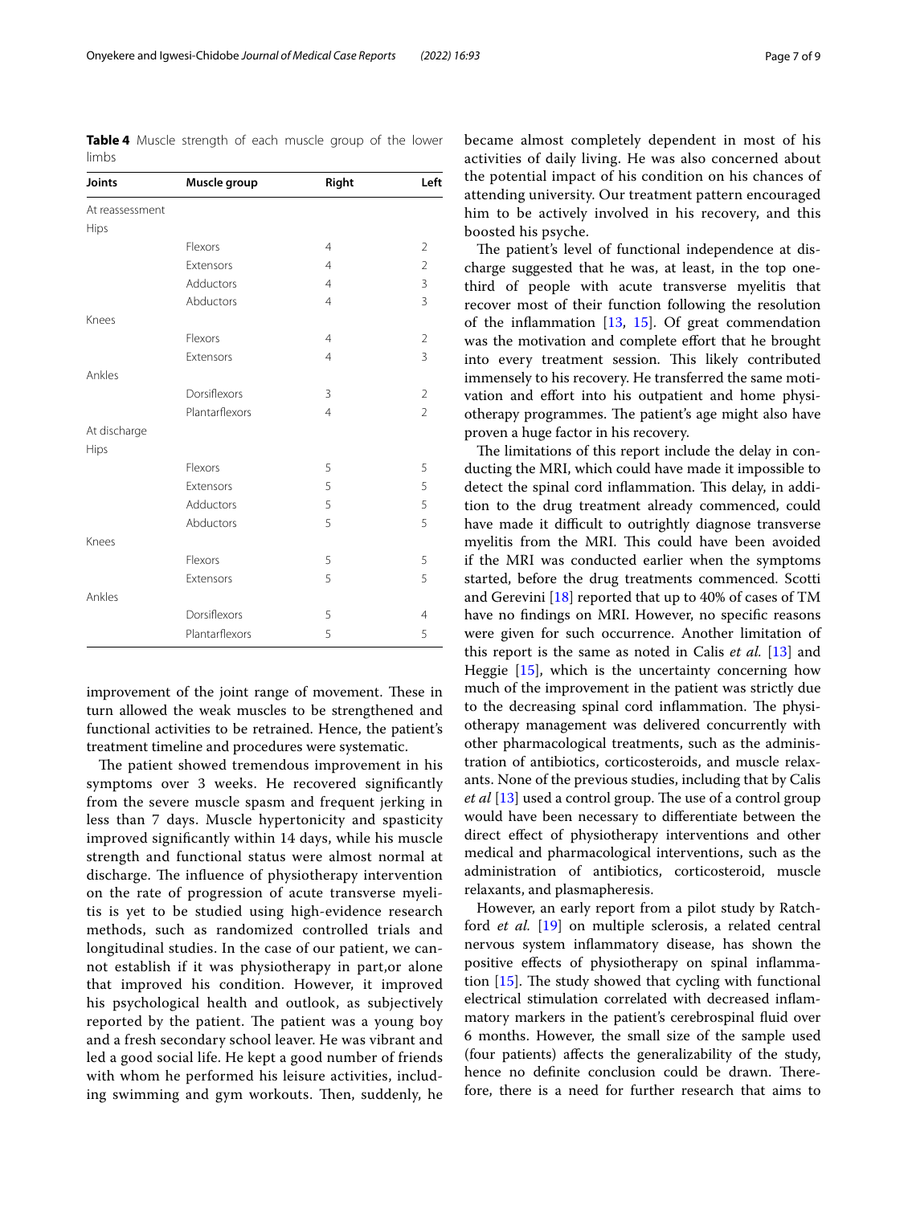**Table 4** Muscle strength of each muscle group of the lower limbs

| Joints | Muscle group | Right | Left |
| --- | --- | --- | --- |
| At reassessment | | | |
| Hips | | | |
| | Flexors | 4 | 2 |
| | Extensors | 4 | 2 |
| | Adductors | 4 | 3 |
| | Abductors | 4 | 3 |
| Knees | | | |
| | Flexors | 4 | 2 |
| | Extensors | 4 | 3 |
| Ankles | | | |
| | Dorsiflexors | 3 | 2 |
| | Plantarflexors | 4 | 2 |
| At discharge | | | |
| Hips | | | |
| | Flexors | 5 | 5 |
| | Extensors | 5 | 5 |
| | Adductors | 5 | 5 |
| | Abductors | 5 | 5 |
| Knees | | | |
| | Flexors | 5 | 5 |
| | Extensors | 5 | 5 |
| Ankles | | | |
| | Dorsiflexors | 5 | 4 |
| | Plantarflexors | 5 | 5 |

improvement of the joint range of movement. These in turn allowed the weak muscles to be strengthened and functional activities to be retrained. Hence, the patient's treatment timeline and procedures were systematic.

The patient showed tremendous improvement in his symptoms over 3 weeks. He recovered significantly from the severe muscle spasm and frequent jerking in less than 7 days. Muscle hypertonicity and spasticity improved significantly within 14 days, while his muscle strength and functional status were almost normal at discharge. The influence of physiotherapy intervention on the rate of progression of acute transverse myelitis is yet to be studied using high-evidence research methods, such as randomized controlled trials and longitudinal studies. In the case of our patient, we cannot establish if it was physiotherapy in part,or alone that improved his condition. However, it improved his psychological health and outlook, as subjectively reported by the patient. The patient was a young boy and a fresh secondary school leaver. He was vibrant and led a good social life. He kept a good number of friends with whom he performed his leisure activities, including swimming and gym workouts. Then, suddenly, he became almost completely dependent in most of his activities of daily living. He was also concerned about the potential impact of his condition on his chances of attending university. Our treatment pattern encouraged him to be actively involved in his recovery, and this boosted his psyche.

The patient's level of functional independence at discharge suggested that he was, at least, in the top one-third of people with acute transverse myelitis that recover most of their function following the resolution of the inflammation [13, 15]. Of great commendation was the motivation and complete effort that he brought into every treatment session. This likely contributed immensely to his recovery. He transferred the same motivation and effort into his outpatient and home physiotherapy programmes. The patient's age might also have proven a huge factor in his recovery.

The limitations of this report include the delay in conducting the MRI, which could have made it impossible to detect the spinal cord inflammation. This delay, in addition to the drug treatment already commenced, could have made it difficult to outrightly diagnose transverse myelitis from the MRI. This could have been avoided if the MRI was conducted earlier when the symptoms started, before the drug treatments commenced. Scotti and Gerevini [18] reported that up to 40% of cases of TM have no findings on MRI. However, no specific reasons were given for such occurrence. Another limitation of this report is the same as noted in Calis *et al.* [13] and Heggie [15], which is the uncertainty concerning how much of the improvement in the patient was strictly due to the decreasing spinal cord inflammation. The physiotherapy management was delivered concurrently with other pharmacological treatments, such as the administration of antibiotics, corticosteroids, and muscle relaxants. None of the previous studies, including that by Calis *et al* [13] used a control group. The use of a control group would have been necessary to differentiate between the direct effect of physiotherapy interventions and other medical and pharmacological interventions, such as the administration of antibiotics, corticosteroid, muscle relaxants, and plasmapheresis.

However, an early report from a pilot study by Ratchford *et al.* [19] on multiple sclerosis, a related central nervous system inflammatory disease, has shown the positive effects of physiotherapy on spinal inflammation [15]. The study showed that cycling with functional electrical stimulation correlated with decreased inflammatory markers in the patient's cerebrospinal fluid over 6 months. However, the small size of the sample used (four patients) affects the generalizability of the study, hence no definite conclusion could be drawn. Therefore, there is a need for further research that aims to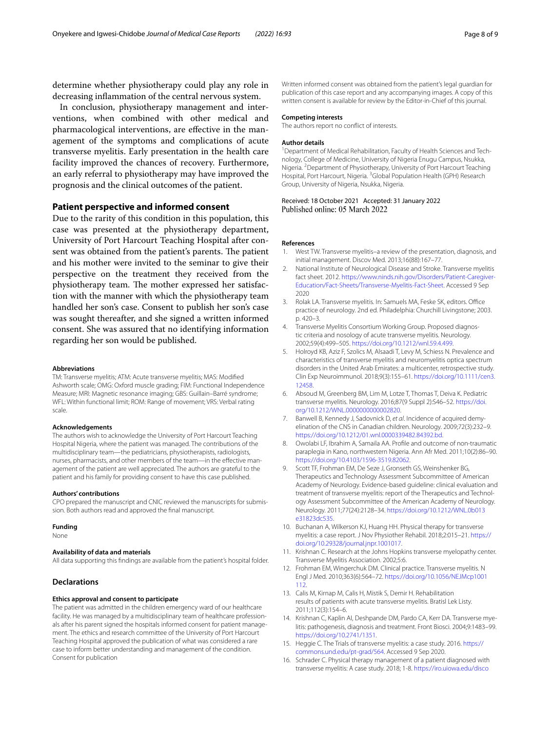determine whether physiotherapy could play any role in decreasing inflammation of the central nervous system.

In conclusion, physiotherapy management and interventions, when combined with other medical and pharmacological interventions, are effective in the management of the symptoms and complications of acute transverse myelitis. Early presentation in the health care facility improved the chances of recovery. Furthermore, an early referral to physiotherapy may have improved the prognosis and the clinical outcomes of the patient.

## Patient perspective and informed consent

Due to the rarity of this condition in this population, this case was presented at the physiotherapy department, University of Port Harcourt Teaching Hospital after consent was obtained from the patient's parents. The patient and his mother were invited to the seminar to give their perspective on the treatment they received from the physiotherapy team. The mother expressed her satisfaction with the manner with which the physiotherapy team handled her son's case. Consent to publish her son's case was sought thereafter, and she signed a written informed consent. She was assured that no identifying information regarding her son would be published.

#### Abbreviations

TM: Transverse myelitis; ATM: Acute transverse myelitis; MAS: Modified Ashworth scale; OMG: Oxford muscle grading; FIM: Functional Independence Measure; MRI: Magnetic resonance imaging; GBS: Guillain–Barré syndrome; WFL: Within functional limit; ROM: Range of movement; VRS: Verbal rating scale.

#### Acknowledgements

The authors wish to acknowledge the University of Port Harcourt Teaching Hospital Nigeria, where the patient was managed. The contributions of the multidisciplinary team—the pediatricians, physiotherapists, radiologists, nurses, pharmacists, and other members of the team—in the effective management of the patient are well appreciated. The authors are grateful to the patient and his family for providing consent to have this case published.

#### Authors' contributions

CPO prepared the manuscript and CNIC reviewed the manuscripts for submission. Both authors read and approved the final manuscript.

#### Funding

None

#### Availability of data and materials

All data supporting this findings are available from the patient's hospital folder.

### Declarations

#### Ethics approval and consent to participate

The patient was admitted in the children emergency ward of our healthcare facility. He was managed by a multidisciplinary team of healthcare professionals after his parent signed the hospitals informed consent for patient management. The ethics and research committee of the University of Port Harcourt Teaching Hospital approved the publication of what was considered a rare case to inform better understanding and management of the condition.

#### Consent for publication

Written informed consent was obtained from the patient's legal guardian for publication of this case report and any accompanying images. A copy of this written consent is available for review by the Editor-in-Chief of this journal.

#### Competing interests

The authors report no conflict of interests.

#### Author details

[1] Department of Medical Rehabilitation, Faculty of Health Sciences and Technology, College of Medicine, University of Nigeria Enugu Campus, Nsukka, Nigeria. [2] Department of Physiotherapy, University of Port Harcourt Teaching Hospital, Port Harcourt, Nigeria. [3] Global Population Health (GPH) Research Group, University of Nigeria, Nsukka, Nigeria.

Received: 18 October 2021 Accepted: 31 January 2022
Published online: 05 March 2022

#### References

1. West TW. Transverse myelitis–a review of the presentation, diagnosis, and initial management. Discov Med. 2013;16(88):167–77.
2. National Institute of Neurological Disease and Stroke. Transverse myelitis fact sheet. 2012. https://www.ninds.nih.gov/Disorders/Patient-Caregiver-Education/Fact-Sheets/Transverse-Myelitis-Fact-Sheet. Accessed 9 Sep 2020
3. Rolak LA. Transverse myelitis. In: Samuels MA, Feske SK, editors. Office practice of neurology. 2nd ed. Philadelphia: Churchill Livingstone; 2003. p. 420–3.
4. Transverse Myelitis Consortium Working Group. Proposed diagnostic criteria and nosology of acute transverse myelitis. Neurology. 2002;59(4):499–505. https://doi.org/10.1212/wnl.59.4.499.
5. Holroyd KB, Aziz F, Szolics M, Alsaadi T, Levy M, Schiess N. Prevalence and characteristics of transverse myelitis and neuromyelitis optica spectrum disorders in the United Arab Emirates: a multicenter, retrospective study. Clin Exp Neuroimmunol. 2018;9(3):155–61. https://doi.org/10.1111/cen3.12458.
6. Absoud M, Greenberg BM, Lim M, Lotze T, Thomas T, Deiva K. Pediatric transverse myelitis. Neurology. 2016;87(9 Suppl 2):S46–52. https://doi.org/10.1212/WNL.0000000000002820.
7. Banwell B, Kennedy J, Sadovnick D, *et al*. Incidence of acquired demyelination of the CNS in Canadian children. Neurology. 2009;72(3):232–9. https://doi.org/10.1212/01.wnl.0000339482.84392.bd.
8. Owolabi LF, Ibrahim A, Samaila AA. Profile and outcome of non-traumatic paraplegia in Kano, northwestern Nigeria. Ann Afr Med. 2011;10(2):86–90. https://doi.org/10.4103/1596-3519.82062.
9. Scott TF, Frohman EM, De Seze J, Gronseth GS, Weinshenker BG, Therapeutics and Technology Assessment Subcommittee of American Academy of Neurology. Evidence-based guideline: clinical evaluation and treatment of transverse myelitis: report of the Therapeutics and Technology Assessment Subcommittee of the American Academy of Neurology. Neurology. 2011;77(24):2128–34. https://doi.org/10.1212/WNL.0b013e31823dc535.
10. Buchanan A, Wilkerson KJ, Huang HH. Physical therapy for transverse myelitis: a case report. J Nov Physiother Rehabil. 2018;2:015–21. https://doi.org/10.29328/journal.jnpr.1001017.
11. Krishnan C. Research at the Johns Hopkins transverse myelopathy center. Transverse Myelitis Association. 2002;5:6.
12. Frohman EM, Wingerchuk DM. Clinical practice. Transverse myelitis. N Engl J Med. 2010;363(6):564–72. https://doi.org/10.1056/NEJMcp1001112.
13. Calis M, Kirnap M, Calis H, Mistik S, Demir H. Rehabilitation results of patients with acute transverse myelitis. Bratisl Lek Listy. 2011;112(3):154–6.
14. Krishnan C, Kaplin AI, Deshpande DM, Pardo CA, Kerr DA. Transverse myelitis: pathogenesis, diagnosis and treatment. Front Biosci. 2004;9:1483–99. https://doi.org/10.2741/1351.
15. Heggie C. The Trials of transverse myelitis: a case study. 2016. https://commons.und.edu/pt-grad/564. Accessed 9 Sep 2020.
16. Schrader C. Physical therapy management of a patient diagnosed with transverse myelitis: A case study. 2018; 1-8. https://iro.uiowa.edu/disco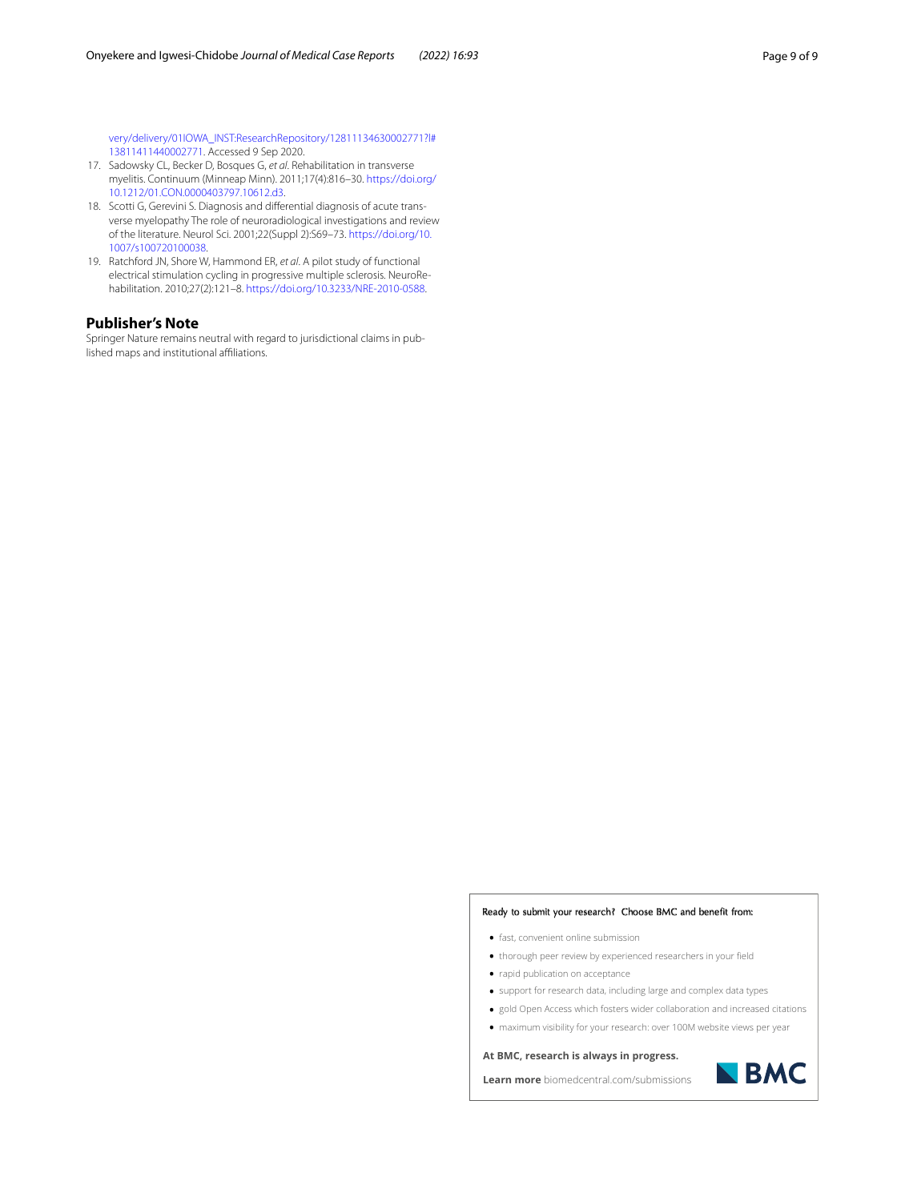very/delivery/01IOWA_INST:ResearchRepository/12811134630002771?l#13811411440002771. Accessed 9 Sep 2020.

17. Sadowsky CL, Becker D, Bosques G, *et al*. Rehabilitation in transverse myelitis. Continuum (Minneap Minn). 2011;17(4):816–30. https://doi.org/10.1212/01.CON.0000403797.10612.d3.
18. Scotti G, Gerevini S. Diagnosis and differential diagnosis of acute transverse myelopathy The role of neuroradiological investigations and review of the literature. Neurol Sci. 2001;22(Suppl 2):S69–73. https://doi.org/10.1007/s100720100038.
19. Ratchford JN, Shore W, Hammond ER, *et al*. A pilot study of functional electrical stimulation cycling in progressive multiple sclerosis. NeuroRehabilitation. 2010;27(2):121–8. https://doi.org/10.3233/NRE-2010-0588.

## Publisher's Note

Springer Nature remains neutral with regard to jurisdictional claims in published maps and institutional affiliations.

Ready to submit your research? Choose BMC and benefit from:

- fast, convenient online submission
- thorough peer review by experienced researchers in your field
- rapid publication on acceptance
- support for research data, including large and complex data types
- gold Open Access which fosters wider collaboration and increased citations
- maximum visibility for your research: over 100M website views per year

**At BMC, research is always in progress.**

**Learn more** biomedcentral.com/submissions

BMC